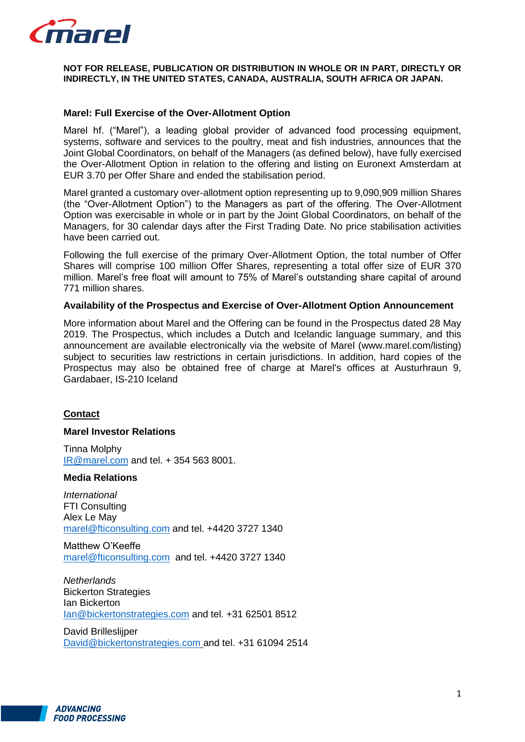**NOT FOR RELEASE, PUBLICATION OR DISTRIBUTION IN WHOLE OR IN PART, DIRECTLY OR INDIRECTLY, IN THE UNITED STATES, CANADA, AUSTRALIA, SOUTH AFRICA OR JAPAN.**

## Marel: Full Exercise of the Over-Allotment Option

Marel hf. ("Marel"), a leading global provider of advanced food processing equipment, systems, software and services to the poultry, meat and fish industries, announces that the Joint Global Coordinators, on behalf of the Managers (as defined below), have fully exercised the Over-Allotment Option in relation to the offering and listing on Euronext Amsterdam at EUR 3.70 per Offer Share and ended the stabilisation period.

Marel granted a customary over-allotment option representing up to 9,090,909 million Shares (the "Over-Allotment Option") to the Managers as part of the offering. The Over-Allotment Option was exercisable in whole or in part by the Joint Global Coordinators, on behalf of the Managers, for 30 calendar days after the First Trading Date. No price stabilisation activities have been carried out.

Following the full exercise of the primary Over-Allotment Option, the total number of Offer Shares will comprise 100 million Offer Shares, representing a total offer size of EUR 370 million. Marel's free float will amount to 75% of Marel's outstanding share capital of around 771 million shares.

### Availability of the Prospectus and Exercise of Over-Allotment Option Announcement

More information about Marel and the Offering can be found in the Prospectus dated 28 May 2019. The Prospectus, which includes a Dutch and Icelandic language summary, and this announcement are available electronically via the website of Marel (www.marel.com/listing) subject to securities law restrictions in certain jurisdictions. In addition, hard copies of the Prospectus may also be obtained free of charge at Marel's offices at Austurhraun 9, Gardabaer, IS-210 Iceland

### Contact

**Marel Investor Relations**

Tinna Molphy
IR@marel.com and tel. + 354 563 8001.

**Media Relations**

*International*
FTI Consulting
Alex Le May
marel@fticonsulting.com and tel. +4420 3727 1340

Matthew O'Keeffe
marel@fticonsulting.com and tel. +4420 3727 1340

*Netherlands*
Bickerton Strategies
Ian Bickerton
Ian@bickertonstrategies.com and tel. +31 62501 8512

David Brilleslijper
David@bickertonstrategies.com and tel. +31 61094 2514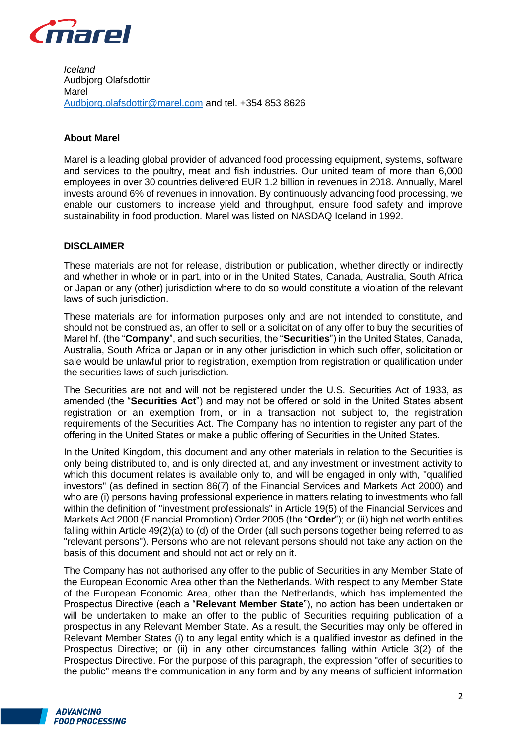*Iceland*
Audbjorg Olafsdottir
Marel
[Audbjorg.olafsdottir@marel.com](mailto:Audbjorg.olafsdottir@marel.com) and tel. +354 853 8626

**About Marel**

Marel is a leading global provider of advanced food processing equipment, systems, software and services to the poultry, meat and fish industries. Our united team of more than 6,000 employees in over 30 countries delivered EUR 1.2 billion in revenues in 2018. Annually, Marel invests around 6% of revenues in innovation. By continuously advancing food processing, we enable our customers to increase yield and throughput, ensure food safety and improve sustainability in food production. Marel was listed on NASDAQ Iceland in 1992.

**DISCLAIMER**

These materials are not for release, distribution or publication, whether directly or indirectly and whether in whole or in part, into or in the United States, Canada, Australia, South Africa or Japan or any (other) jurisdiction where to do so would constitute a violation of the relevant laws of such jurisdiction.

These materials are for information purposes only and are not intended to constitute, and should not be construed as, an offer to sell or a solicitation of any offer to buy the securities of Marel hf. (the "**Company**", and such securities, the "**Securities**") in the United States, Canada, Australia, South Africa or Japan or in any other jurisdiction in which such offer, solicitation or sale would be unlawful prior to registration, exemption from registration or qualification under the securities laws of such jurisdiction.

The Securities are not and will not be registered under the U.S. Securities Act of 1933, as amended (the "**Securities Act**") and may not be offered or sold in the United States absent registration or an exemption from, or in a transaction not subject to, the registration requirements of the Securities Act. The Company has no intention to register any part of the offering in the United States or make a public offering of Securities in the United States.

In the United Kingdom, this document and any other materials in relation to the Securities is only being distributed to, and is only directed at, and any investment or investment activity to which this document relates is available only to, and will be engaged in only with, "qualified investors" (as defined in section 86(7) of the Financial Services and Markets Act 2000) and who are (i) persons having professional experience in matters relating to investments who fall within the definition of "investment professionals" in Article 19(5) of the Financial Services and Markets Act 2000 (Financial Promotion) Order 2005 (the "**Order**"); or (ii) high net worth entities falling within Article 49(2)(a) to (d) of the Order (all such persons together being referred to as "relevant persons"). Persons who are not relevant persons should not take any action on the basis of this document and should not act or rely on it.

The Company has not authorised any offer to the public of Securities in any Member State of the European Economic Area other than the Netherlands. With respect to any Member State of the European Economic Area, other than the Netherlands, which has implemented the Prospectus Directive (each a "**Relevant Member State**"), no action has been undertaken or will be undertaken to make an offer to the public of Securities requiring publication of a prospectus in any Relevant Member State. As a result, the Securities may only be offered in Relevant Member States (i) to any legal entity which is a qualified investor as defined in the Prospectus Directive; or (ii) in any other circumstances falling within Article 3(2) of the Prospectus Directive. For the purpose of this paragraph, the expression "offer of securities to the public" means the communication in any form and by any means of sufficient information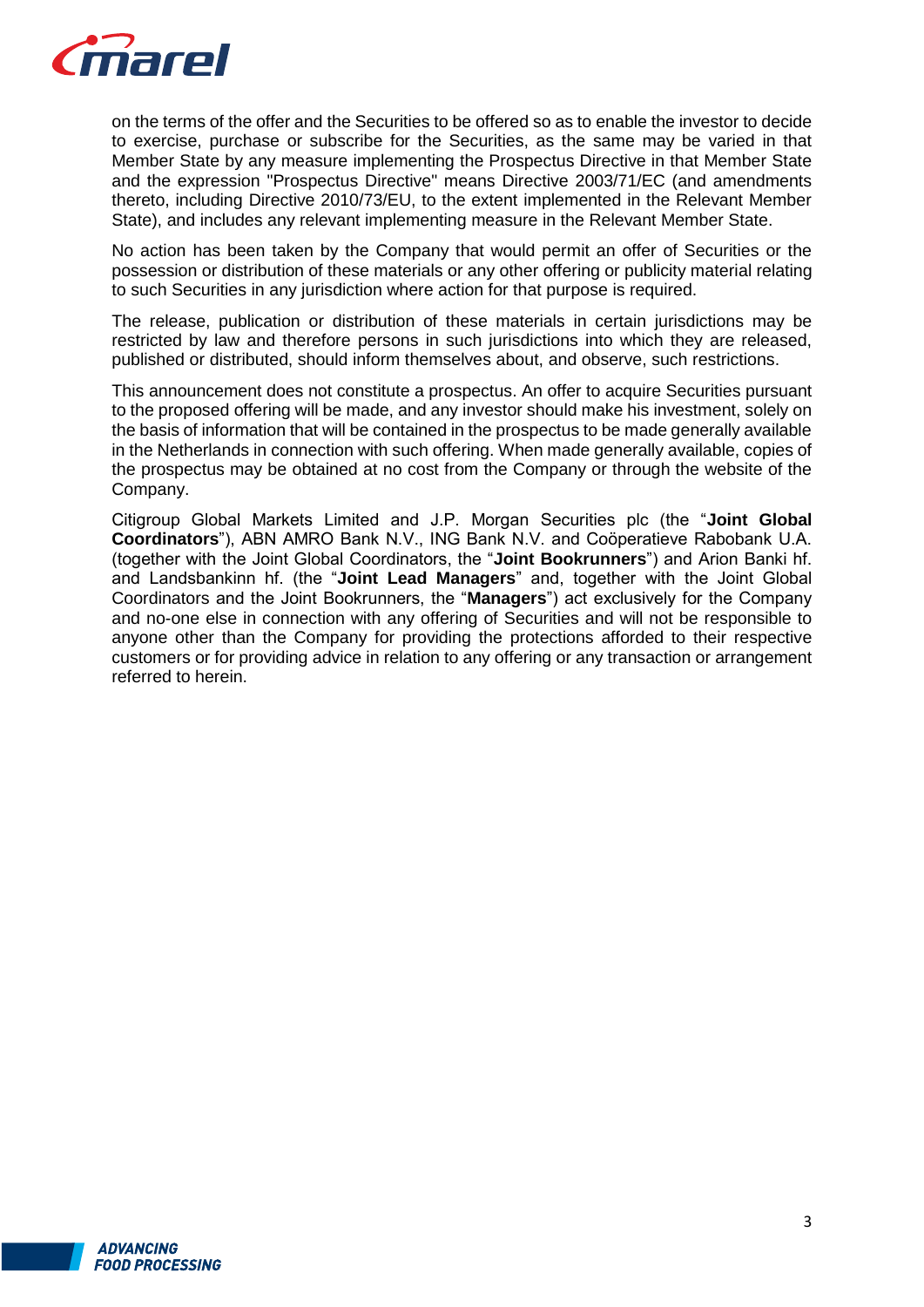on the terms of the offer and the Securities to be offered so as to enable the investor to decide to exercise, purchase or subscribe for the Securities, as the same may be varied in that Member State by any measure implementing the Prospectus Directive in that Member State and the expression "Prospectus Directive" means Directive 2003/71/EC (and amendments thereto, including Directive 2010/73/EU, to the extent implemented in the Relevant Member State), and includes any relevant implementing measure in the Relevant Member State.

No action has been taken by the Company that would permit an offer of Securities or the possession or distribution of these materials or any other offering or publicity material relating to such Securities in any jurisdiction where action for that purpose is required.

The release, publication or distribution of these materials in certain jurisdictions may be restricted by law and therefore persons in such jurisdictions into which they are released, published or distributed, should inform themselves about, and observe, such restrictions.

This announcement does not constitute a prospectus. An offer to acquire Securities pursuant to the proposed offering will be made, and any investor should make his investment, solely on the basis of information that will be contained in the prospectus to be made generally available in the Netherlands in connection with such offering. When made generally available, copies of the prospectus may be obtained at no cost from the Company or through the website of the Company.

Citigroup Global Markets Limited and J.P. Morgan Securities plc (the "**Joint Global Coordinators**"), ABN AMRO Bank N.V., ING Bank N.V. and Coöperatieve Rabobank U.A. (together with the Joint Global Coordinators, the "**Joint Bookrunners**") and Arion Banki hf. and Landsbankinn hf. (the "**Joint Lead Managers**" and, together with the Joint Global Coordinators and the Joint Bookrunners, the "**Managers**") act exclusively for the Company and no-one else in connection with any offering of Securities and will not be responsible to anyone other than the Company for providing the protections afforded to their respective customers or for providing advice in relation to any offering or any transaction or arrangement referred to herein.